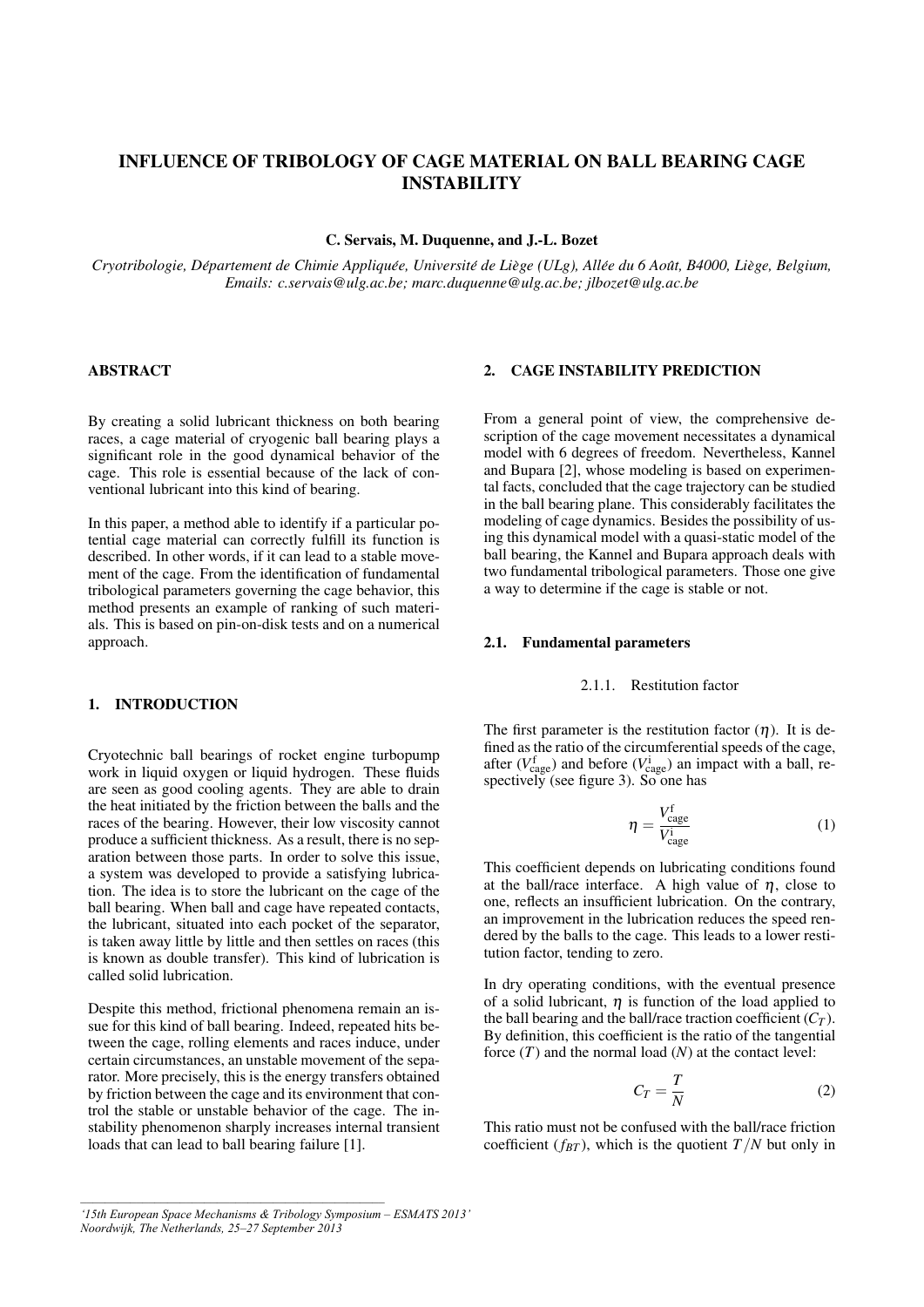# INFLUENCE OF TRIBOLOGY OF CAGE MATERIAL ON BALL BEARING CAGE INSTABILITY

**C. Servais, M. Duquenne, and J.-L. Bozet**

*Cryotribologie, Département de Chimie Appliquée, Université de Liège (ULg), Allée du 6 Août, B4000, Liège, Belgium, Emails: c.servais@ulg.ac.be; marc.duquenne@ulg.ac.be; jlbozet@ulg.ac.be*

## ABSTRACT

By creating a solid lubricant thickness on both bearing races, a cage material of cryogenic ball bearing plays a significant role in the good dynamical behavior of the cage. This role is essential because of the lack of conventional lubricant into this kind of bearing.

In this paper, a method able to identify if a particular potential cage material can correctly fulfill its function is described. In other words, if it can lead to a stable movement of the cage. From the identification of fundamental tribological parameters governing the cage behavior, this method presents an example of ranking of such materials. This is based on pin-on-disk tests and on a numerical approach.

## 1. INTRODUCTION

Cryotechnic ball bearings of rocket engine turbopump work in liquid oxygen or liquid hydrogen. These fluids are seen as good cooling agents. They are able to drain the heat initiated by the friction between the balls and the races of the bearing. However, their low viscosity cannot produce a sufficient thickness. As a result, there is no separation between those parts. In order to solve this issue, a system was developed to provide a satisfying lubrication. The idea is to store the lubricant on the cage of the ball bearing. When ball and cage have repeated contacts, the lubricant, situated into each pocket of the separator, is taken away little by little and then settles on races (this is known as double transfer). This kind of lubrication is called solid lubrication.

Despite this method, frictional phenomena remain an issue for this kind of ball bearing. Indeed, repeated hits between the cage, rolling elements and races induce, under certain circumstances, an unstable movement of the separator. More precisely, this is the energy transfers obtained by friction between the cage and its environment that control the stable or unstable behavior of the cage. The instability phenomenon sharply increases internal transient loads that can lead to ball bearing failure [1].

## 2. CAGE INSTABILITY PREDICTION

From a general point of view, the comprehensive description of the cage movement necessitates a dynamical model with 6 degrees of freedom. Nevertheless, Kannel and Bupara [2], whose modeling is based on experimental facts, concluded that the cage trajectory can be studied in the ball bearing plane. This considerably facilitates the modeling of cage dynamics. Besides the possibility of using this dynamical model with a quasi-static model of the ball bearing, the Kannel and Bupara approach deals with two fundamental tribological parameters. Those one give a way to determine if the cage is stable or not.

### 2.1. Fundamental parameters

#### 2.1.1. Restitution factor

The first parameter is the restitution factor ($\eta$). It is defined as the ratio of the circumferential speeds of the cage, after ($V_{\text{cage}}^{\text{f}}$) and before ($V_{\text{cage}}^{\text{i}}$) an impact with a ball, respectively (see figure 3). So one has

$$\eta = \frac{V_{\text{cage}}^{\text{f}}}{V_{\text{cage}}^{\text{i}}} \tag{1}$$

This coefficient depends on lubricating conditions found at the ball/race interface. A high value of $\eta$, close to one, reflects an insufficient lubrication. On the contrary, an improvement in the lubrication reduces the speed rendered by the balls to the cage. This leads to a lower restitution factor, tending to zero.

In dry operating conditions, with the eventual presence of a solid lubricant, $\eta$ is function of the load applied to the ball bearing and the ball/race traction coefficient ($C_T$). By definition, this coefficient is the ratio of the tangential force ($T$) and the normal load ($N$) at the contact level:

$$C_T = \frac{T}{N} \tag{2}$$

This ratio must not be confused with the ball/race friction coefficient ($f_{BT}$), which is the quotient $T/N$ but only in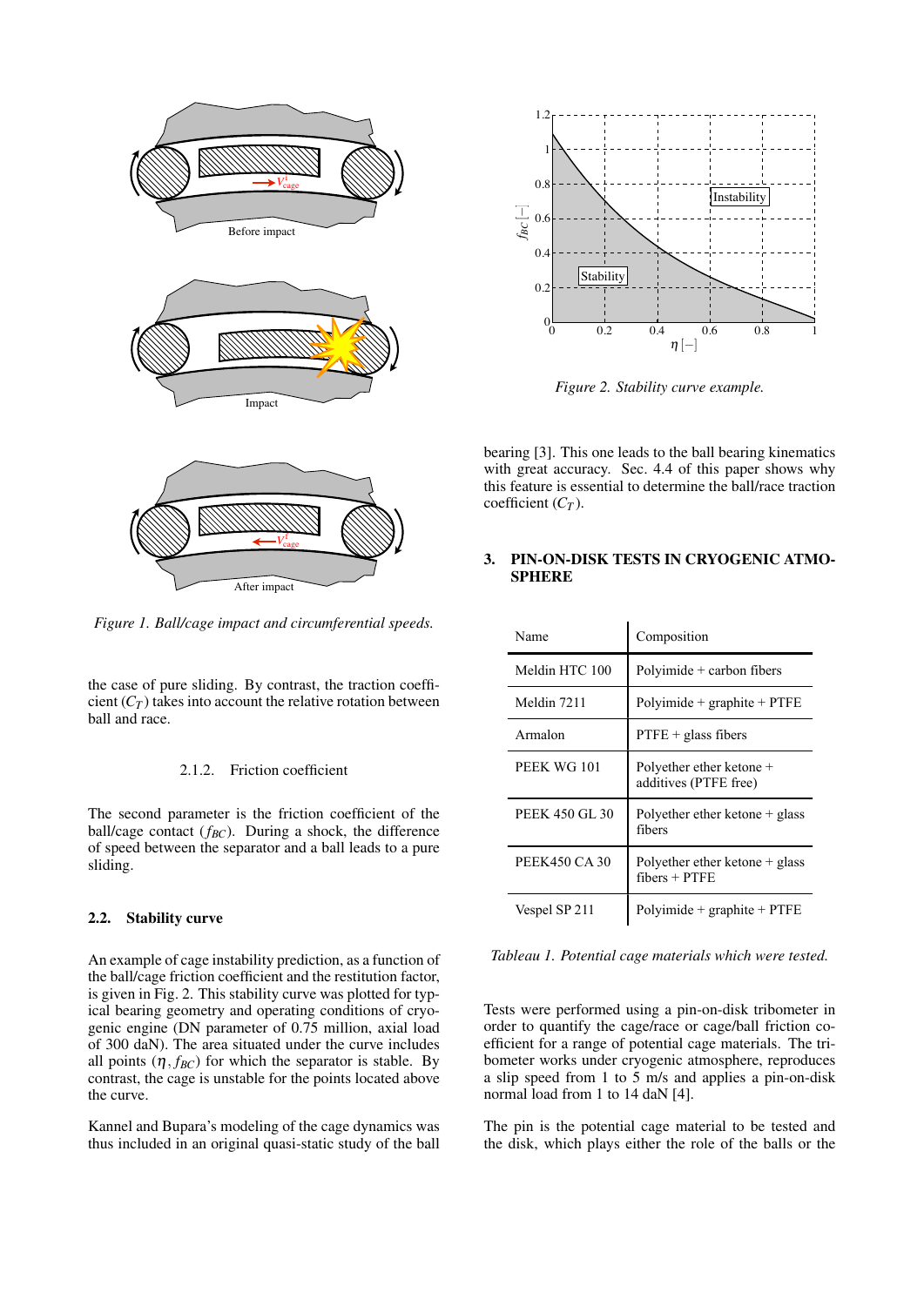Figure 1. Ball/cage impact and circumferential speeds.

the case of pure sliding. By contrast, the traction coefficient ($C_T$) takes into account the relative rotation between ball and race.

#### 2.1.2. Friction coefficient

The second parameter is the friction coefficient of the ball/cage contact ($f_{BC}$). During a shock, the difference of speed between the separator and a ball leads to a pure sliding.

### 2.2. Stability curve

An example of cage instability prediction, as a function of the ball/cage friction coefficient and the restitution factor, is given in Fig. 2. This stability curve was plotted for typical bearing geometry and operating conditions of cryogenic engine (DN parameter of 0.75 million, axial load of 300 daN). The area situated under the curve includes all points ($\eta, f_{BC}$) for which the separator is stable. By contrast, the cage is unstable for the points located above the curve.

Kannel and Bupara's modeling of the cage dynamics was thus included in an original quasi-static study of the ball bearing [3]. This one leads to the ball bearing kinematics with great accuracy. Sec. 4.4 of this paper shows why this feature is essential to determine the ball/race traction coefficient ($C_T$).

Figure 2. Stability curve example.

## 3. PIN-ON-DISK TESTS IN CRYOGENIC ATMOSPHERE

| Name | Composition |
|---|---|
| Meldin HTC 100 | Polyimide + carbon fibers |
| Meldin 7211 | Polyimide + graphite + PTFE |
| Armalon | PTFE + glass fibers |
| PEEK WG 101 | Polyether ether ketone + additives (PTFE free) |
| PEEK 450 GL 30 | Polyether ether ketone + glass fibers |
| PEEK450 CA 30 | Polyether ether ketone + glass fibers + PTFE |
| Vespel SP 211 | Polyimide + graphite + PTFE |

Tableau 1. Potential cage materials which were tested.

Tests were performed using a pin-on-disk tribometer in order to quantify the cage/race or cage/ball friction coefficient for a range of potential cage materials. The tribometer works under cryogenic atmosphere, reproduces a slip speed from 1 to 5 m/s and applies a pin-on-disk normal load from 1 to 14 daN [4].

The pin is the potential cage material to be tested and the disk, which plays either the role of the balls or the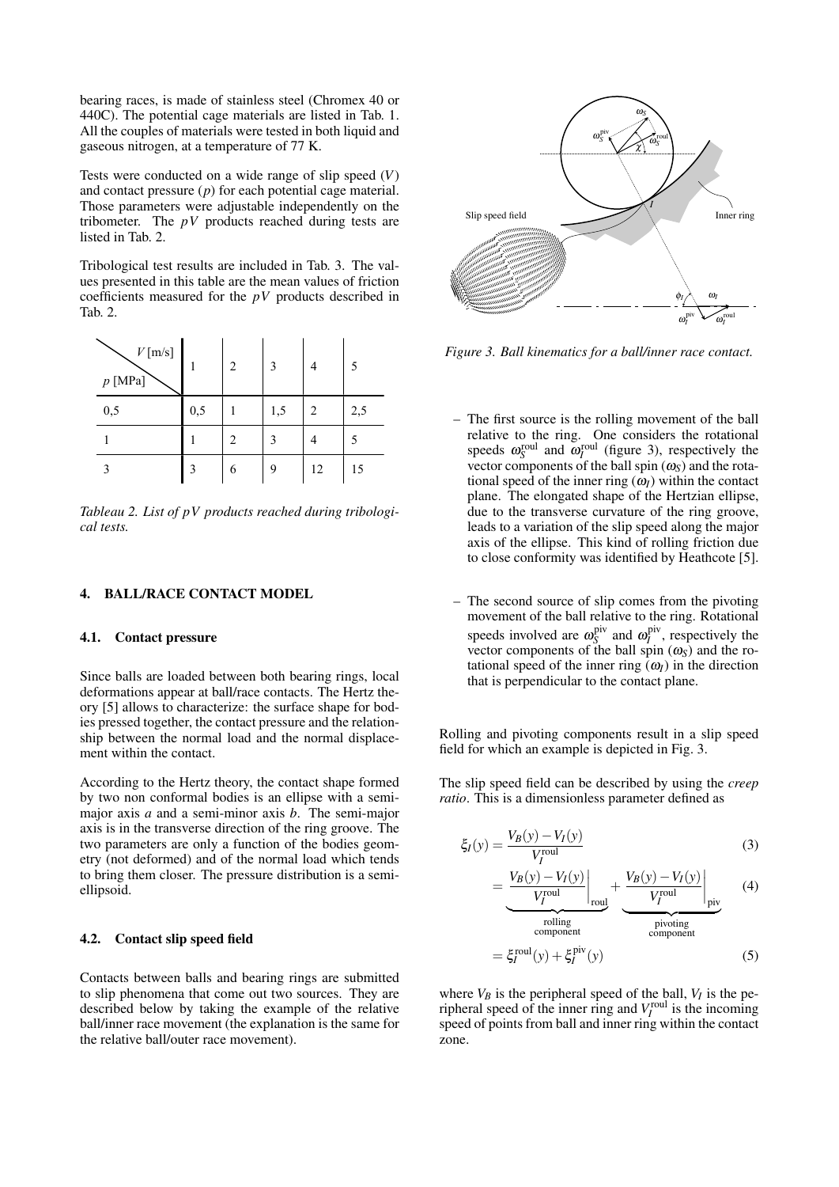bearing races, is made of stainless steel (Chromex 40 or 440C). The potential cage materials are listed in Tab. 1. All the couples of materials were tested in both liquid and gaseous nitrogen, at a temperature of 77 K.

Tests were conducted on a wide range of slip speed ($V$) and contact pressure ($p$) for each potential cage material. Those parameters were adjustable independently on the tribometer. The $pV$ products reached during tests are listed in Tab. 2.

Tribological test results are included in Tab. 3. The values presented in this table are the mean values of friction coefficients measured for the $pV$ products described in Tab. 2.

| $p$ [MPa] \ $V$ [m/s] | 1 | 2 | 3 | 4 | 5 |
|---|---|---|---|---|---|
| 0,5 | 0,5 | 1 | 1,5 | 2 | 2,5 |
| 1 | 1 | 2 | 3 | 4 | 5 |
| 3 | 3 | 6 | 9 | 12 | 15 |

*Tableau 2. List of $pV$ products reached during tribological tests.*

## 4. BALL/RACE CONTACT MODEL

### 4.1. Contact pressure

Since balls are loaded between both bearing rings, local deformations appear at ball/race contacts. The Hertz theory [5] allows to characterize: the surface shape for bodies pressed together, the contact pressure and the relationship between the normal load and the normal displacement within the contact.

According to the Hertz theory, the contact shape formed by two non conformal bodies is an ellipse with a semi-major axis $a$ and a semi-minor axis $b$. The semi-major axis is in the transverse direction of the ring groove. The two parameters are only a function of the bodies geometry (not deformed) and of the normal load which tends to bring them closer. The pressure distribution is a semi-ellipsoid.

### 4.2. Contact slip speed field

Contacts between balls and bearing rings are submitted to slip phenomena that come out two sources. They are described below by taking the example of the relative ball/inner race movement (the explanation is the same for the relative ball/outer race movement).

*Figure 3. Ball kinematics for a ball/inner race contact.*

- The first source is the rolling movement of the ball relative to the ring. One considers the rotational speeds $\omega_S^{\text{roul}}$ and $\omega_I^{\text{roul}}$ (figure 3), respectively the vector components of the ball spin ($\omega_S$) and the rotational speed of the inner ring ($\omega_I$) within the contact plane. The elongated shape of the Hertzian ellipse, due to the transverse curvature of the ring groove, leads to a variation of the slip speed along the major axis of the ellipse. This kind of rolling friction due to close conformity was identified by Heathcote [5].

- The second source of slip comes from the pivoting movement of the ball relative to the ring. Rotational speeds involved are $\omega_S^{\text{piv}}$ and $\omega_I^{\text{piv}}$, respectively the vector components of the ball spin ($\omega_S$) and the rotational speed of the inner ring ($\omega_I$) in the direction that is perpendicular to the contact plane.

Rolling and pivoting components result in a slip speed field for which an example is depicted in Fig. 3.

The slip speed field can be described by using the *creep ratio*. This is a dimensionless parameter defined as

$$\xi_I(y) = \frac{V_B(y) - V_I(y)}{V_I^{\text{roul}}} \quad (3)$$

$$= \underbrace{\left.\frac{V_B(y) - V_I(y)}{V_I^{\text{roul}}}\right|_{\text{roul}}}_{\text{rolling component}} + \underbrace{\left.\frac{V_B(y) - V_I(y)}{V_I^{\text{roul}}}\right|_{\text{piv}}}_{\text{pivoting component}} \quad (4)$$

$$= \xi_I^{\text{roul}}(y) + \xi_I^{\text{piv}}(y) \quad (5)$$

where $V_B$ is the peripheral speed of the ball, $V_I$ is the peripheral speed of the inner ring and $V_I^{\text{roul}}$ is the incoming speed of points from ball and inner ring within the contact zone.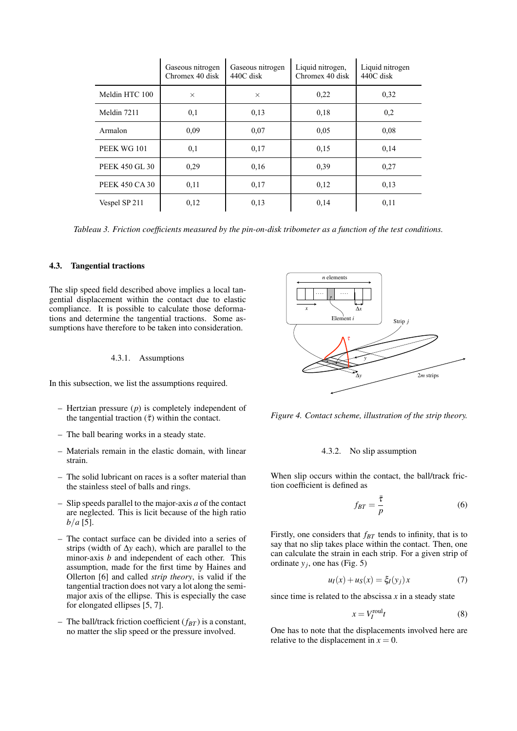| | Gaseous nitrogen Chromex 40 disk | Gaseous nitrogen 440C disk | Liquid nitrogen, Chromex 40 disk | Liquid nitrogen 440C disk |
|---|---|---|---|---|
| Meldin HTC 100 | × | × | 0,22 | 0,32 |
| Meldin 7211 | 0,1 | 0,13 | 0,18 | 0,2 |
| Armalon | 0,09 | 0,07 | 0,05 | 0,08 |
| PEEK WG 101 | 0,1 | 0,17 | 0,15 | 0,14 |
| PEEK 450 GL 30 | 0,29 | 0,16 | 0,39 | 0,27 |
| PEEK 450 CA 30 | 0,11 | 0,17 | 0,12 | 0,13 |
| Vespel SP 211 | 0,12 | 0,13 | 0,14 | 0,11 |

*Tableau 3. Friction coefficients measured by the pin-on-disk tribometer as a function of the test conditions.*

### 4.3. Tangential tractions

The slip speed field described above implies a local tangential displacement within the contact due to elastic compliance. It is possible to calculate those deformations and determine the tangential tractions. Some assumptions have therefore to be taken into consideration.

#### 4.3.1. Assumptions

In this subsection, we list the assumptions required.

- Hertzian pressure ($p$) is completely independent of the tangential traction ($\bar{\tau}$) within the contact.
- The ball bearing works in a steady state.
- Materials remain in the elastic domain, with linear strain.
- The solid lubricant on races is a softer material than the stainless steel of balls and rings.
- Slip speeds parallel to the major-axis $a$ of the contact are neglected. This is licit because of the high ratio $b/a$ [5].
- The contact surface can be divided into a series of strips (width of $\Delta y$ each), which are parallel to the minor-axis $b$ and independent of each other. This assumption, made for the first time by Haines and Ollerton [6] and called *strip theory*, is valid if the tangential traction does not vary a lot along the semi-major axis of the ellipse. This is especially the case for elongated ellipses [5, 7].
- The ball/track friction coefficient ($f_{BT}$) is a constant, no matter the slip speed or the pressure involved.

*Figure 4. Contact scheme, illustration of the strip theory.*

#### 4.3.2. No slip assumption

When slip occurs within the contact, the ball/track friction coefficient is defined as

$$f_{BT} = \frac{\bar{\tau}}{p} \tag{6}$$

Firstly, one considers that $f_{BT}$ tends to infinity, that is to say that no slip takes place within the contact. Then, one can calculate the strain in each strip. For a given strip of ordinate $y_j$, one has (Fig. 5)

$$u_I(x) + u_S(x) = \xi_I(y_j)\,x \tag{7}$$

since time is related to the abscissa $x$ in a steady state

$$x = V_I^{\text{roul}} t \tag{8}$$

One has to note that the displacements involved here are relative to the displacement in $x = 0$.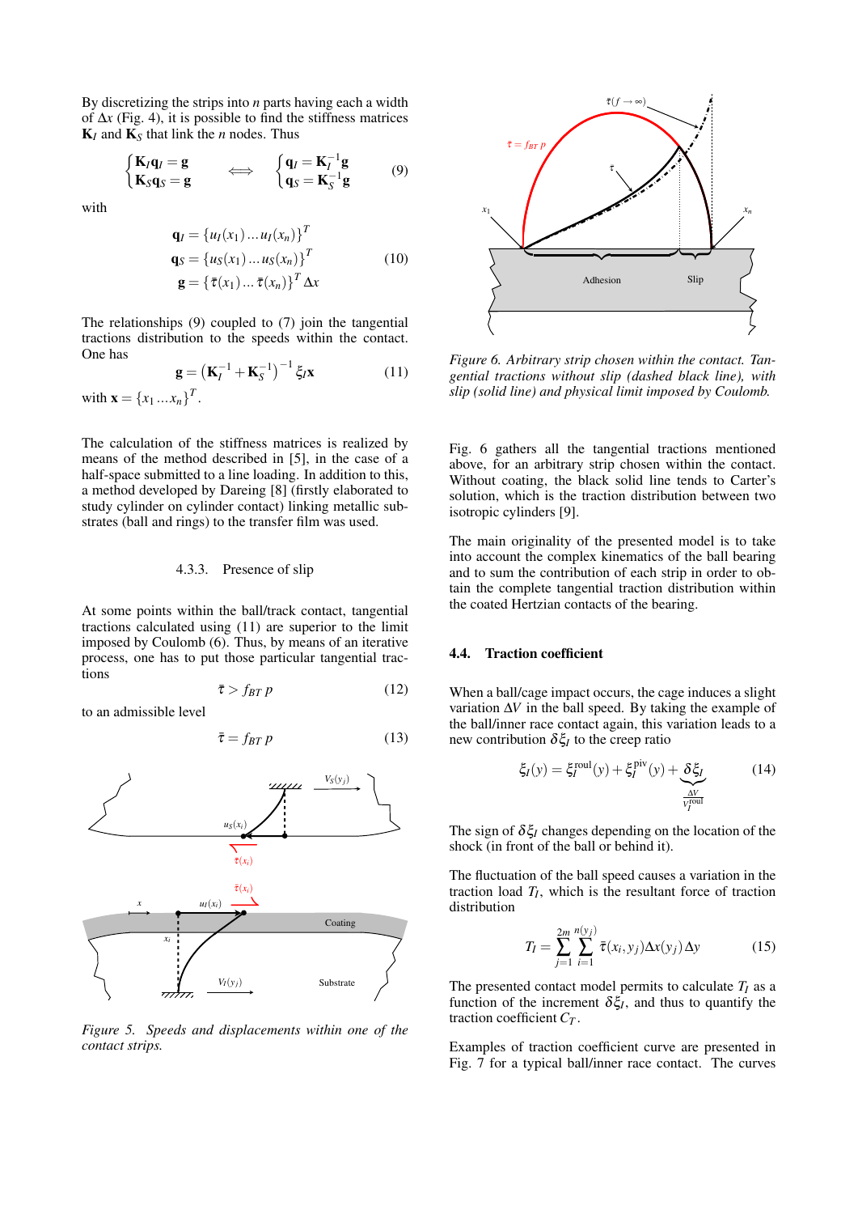By discretizing the strips into $n$ parts having each a width of $\Delta x$ (Fig. 4), it is possible to find the stiffness matrices $\mathbf{K}_I$ and $\mathbf{K}_S$ that link the $n$ nodes. Thus

$$\begin{cases} \mathbf{K}_I \mathbf{q}_I = \mathbf{g} \\ \mathbf{K}_S \mathbf{q}_S = \mathbf{g} \end{cases} \iff \begin{cases} \mathbf{q}_I = \mathbf{K}_I^{-1} \mathbf{g} \\ \mathbf{q}_S = \mathbf{K}_S^{-1} \mathbf{g} \end{cases} \tag{9}$$

with

$$\begin{aligned} \mathbf{q}_I &= \{u_I(x_1) \dots u_I(x_n)\}^T \\ \mathbf{q}_S &= \{u_S(x_1) \dots u_S(x_n)\}^T \\ \mathbf{g} &= \{\bar{\tau}(x_1) \dots \bar{\tau}(x_n)\}^T \Delta x \end{aligned} \tag{10}$$

The relationships (9) coupled to (7) join the tangential tractions distribution to the speeds within the contact. One has

$$\mathbf{g} = \left(\mathbf{K}_I^{-1} + \mathbf{K}_S^{-1}\right)^{-1} \xi_I \mathbf{x} \tag{11}$$

with $\mathbf{x} = \{x_1 \dots x_n\}^T$.

The calculation of the stiffness matrices is realized by means of the method described in [5], in the case of a half-space submitted to a line loading. In addition to this, a method developed by Dareing [8] (firstly elaborated to study cylinder on cylinder contact) linking metallic substrates (ball and rings) to the transfer film was used.

#### 4.3.3. Presence of slip

At some points within the ball/track contact, tangential tractions calculated using (11) are superior to the limit imposed by Coulomb (6). Thus, by means of an iterative process, one has to put those particular tangential tractions

$$\bar{\tau} > f_{BT}\, p \tag{12}$$

to an admissible level

$$\bar{\tau} = f_{BT}\, p \tag{13}$$

*Figure 5. Speeds and displacements within one of the contact strips.*

*Figure 6. Arbitrary strip chosen within the contact. Tangential tractions without slip (dashed black line), with slip (solid line) and physical limit imposed by Coulomb.*

Fig. 6 gathers all the tangential tractions mentioned above, for an arbitrary strip chosen within the contact. Without coating, the black solid line tends to Carter's solution, which is the traction distribution between two isotropic cylinders [9].

The main originality of the presented model is to take into account the complex kinematics of the ball bearing and to sum the contribution of each strip in order to obtain the complete tangential traction distribution within the coated Hertzian contacts of the bearing.

### 4.4. Traction coefficient

When a ball/cage impact occurs, the cage induces a slight variation $\Delta V$ in the ball speed. By taking the example of the ball/inner race contact again, this variation leads to a new contribution $\delta\xi_I$ to the creep ratio

$$\xi_I(y) = \xi_I^{\text{roul}}(y) + \xi_I^{\text{piv}}(y) + \underbrace{\delta\xi_I}_{\frac{\Delta V}{V_I^{\text{roul}}}} \tag{14}$$

The sign of $\delta\xi_I$ changes depending on the location of the shock (in front of the ball or behind it).

The fluctuation of the ball speed causes a variation in the traction load $T_I$, which is the resultant force of traction distribution

$$T_I = \sum_{j=1}^{2m} \sum_{i=1}^{n(y_j)} \bar{\tau}(x_i, y_j) \Delta x(y_j) \Delta y \tag{15}$$

The presented contact model permits to calculate $T_I$ as a function of the increment $\delta\xi_I$, and thus to quantify the traction coefficient $C_T$.

Examples of traction coefficient curve are presented in Fig. 7 for a typical ball/inner race contact. The curves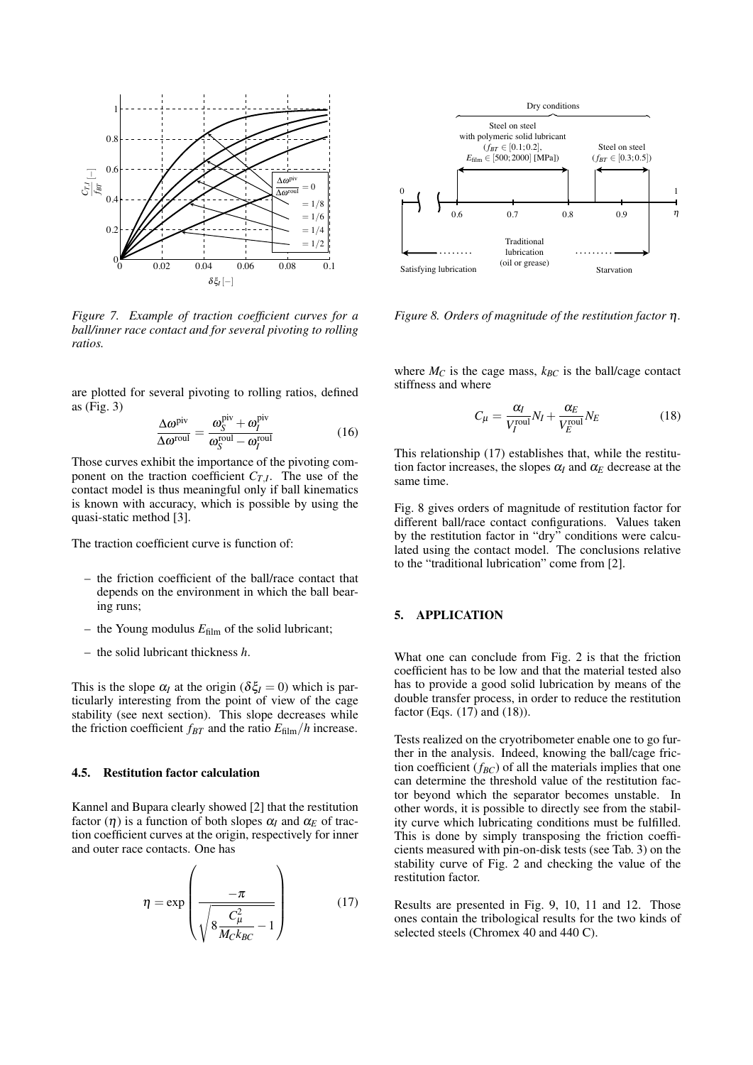*Figure 7. Example of traction coefficient curves for a ball/inner race contact and for several pivoting to rolling ratios.*

are plotted for several pivoting to rolling ratios, defined as (Fig. 3)

$$\frac{\Delta\omega^{\text{piv}}}{\Delta\omega^{\text{roul}}} = \frac{\omega_S^{\text{piv}} + \omega_I^{\text{piv}}}{\omega_S^{\text{roul}} - \omega_I^{\text{roul}}} \tag{16}$$

Those curves exhibit the importance of the pivoting component on the traction coefficient $C_{T,I}$. The use of the contact model is thus meaningful only if ball kinematics is known with accuracy, which is possible by using the quasi-static method [3].

The traction coefficient curve is function of:

- the friction coefficient of the ball/race contact that depends on the environment in which the ball bearing runs;
- the Young modulus $E_{\text{film}}$ of the solid lubricant;
- the solid lubricant thickness $h$.

This is the slope $\alpha_I$ at the origin ($\delta\xi_I = 0$) which is particularly interesting from the point of view of the cage stability (see next section). This slope decreases while the friction coefficient $f_{BT}$ and the ratio $E_{\text{film}}/h$ increase.

### 4.5. Restitution factor calculation

Kannel and Bupara clearly showed [2] that the restitution factor ($\eta$) is a function of both slopes $\alpha_I$ and $\alpha_E$ of traction coefficient curves at the origin, respectively for inner and outer race contacts. One has

$$\eta = \exp\left(\frac{-\pi}{\sqrt{8\dfrac{C_\mu^2}{M_C k_{BC}} - 1}}\right) \tag{17}$$

*Figure 8. Orders of magnitude of the restitution factor $\eta$.*

where $M_C$ is the cage mass, $k_{BC}$ is the ball/cage contact stiffness and where

$$C_\mu = \frac{\alpha_I}{V_I^{\text{roul}}} N_I + \frac{\alpha_E}{V_E^{\text{roul}}} N_E \tag{18}$$

This relationship (17) establishes that, while the restitution factor increases, the slopes $\alpha_I$ and $\alpha_E$ decrease at the same time.

Fig. 8 gives orders of magnitude of restitution factor for different ball/race contact configurations. Values taken by the restitution factor in "dry" conditions were calculated using the contact model. The conclusions relative to the "traditional lubrication" come from [2].

## 5. APPLICATION

What one can conclude from Fig. 2 is that the friction coefficient has to be low and that the material tested also has to provide a good solid lubrication by means of the double transfer process, in order to reduce the restitution factor (Eqs. (17) and (18)).

Tests realized on the cryotribometer enable one to go further in the analysis. Indeed, knowing the ball/cage friction coefficient ($f_{BC}$) of all the materials implies that one can determine the threshold value of the restitution factor beyond which the separator becomes unstable. In other words, it is possible to directly see from the stability curve which lubricating conditions must be fulfilled. This is done by simply transposing the friction coefficients measured with pin-on-disk tests (see Tab. 3) on the stability curve of Fig. 2 and checking the value of the restitution factor.

Results are presented in Fig. 9, 10, 11 and 12. Those ones contain the tribological results for the two kinds of selected steels (Chromex 40 and 440 C).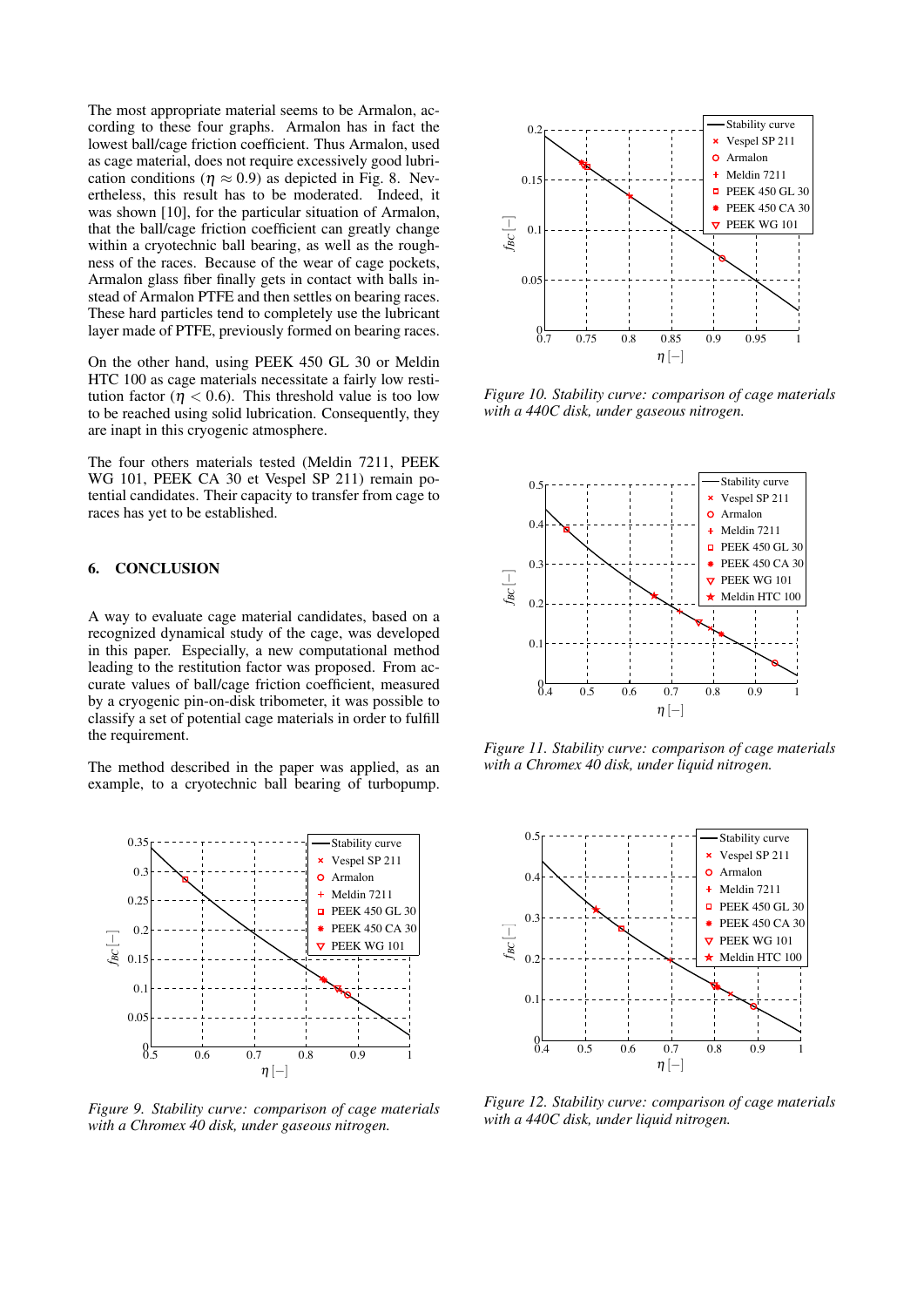The most appropriate material seems to be Armalon, according to these four graphs. Armalon has in fact the lowest ball/cage friction coefficient. Thus Armalon, used as cage material, does not require excessively good lubrication conditions ($\eta \approx 0.9$) as depicted in Fig. 8. Nevertheless, this result has to be moderated. Indeed, it was shown [10], for the particular situation of Armalon, that the ball/cage friction coefficient can greatly change within a cryotechnic ball bearing, as well as the roughness of the races. Because of the wear of cage pockets, Armalon glass fiber finally gets in contact with balls instead of Armalon PTFE and then settles on bearing races. These hard particles tend to completely use the lubricant layer made of PTFE, previously formed on bearing races.

On the other hand, using PEEK 450 GL 30 or Meldin HTC 100 as cage materials necessitate a fairly low restitution factor ($\eta < 0.6$). This threshold value is too low to be reached using solid lubrication. Consequently, they are inapt in this cryogenic atmosphere.

The four others materials tested (Meldin 7211, PEEK WG 101, PEEK CA 30 et Vespel SP 211) remain potential candidates. Their capacity to transfer from cage to races has yet to be established.

## 6. CONCLUSION

A way to evaluate cage material candidates, based on a recognized dynamical study of the cage, was developed in this paper. Especially, a new computational method leading to the restitution factor was proposed. From accurate values of ball/cage friction coefficient, measured by a cryogenic pin-on-disk tribometer, it was possible to classify a set of potential cage materials in order to fulfill the requirement.

The method described in the paper was applied, as an example, to a cryotechnic ball bearing of turbopump.

*Figure 9. Stability curve: comparison of cage materials with a Chromex 40 disk, under gaseous nitrogen.*

*Figure 10. Stability curve: comparison of cage materials with a 440C disk, under gaseous nitrogen.*

*Figure 11. Stability curve: comparison of cage materials with a Chromex 40 disk, under liquid nitrogen.*

*Figure 12. Stability curve: comparison of cage materials with a 440C disk, under liquid nitrogen.*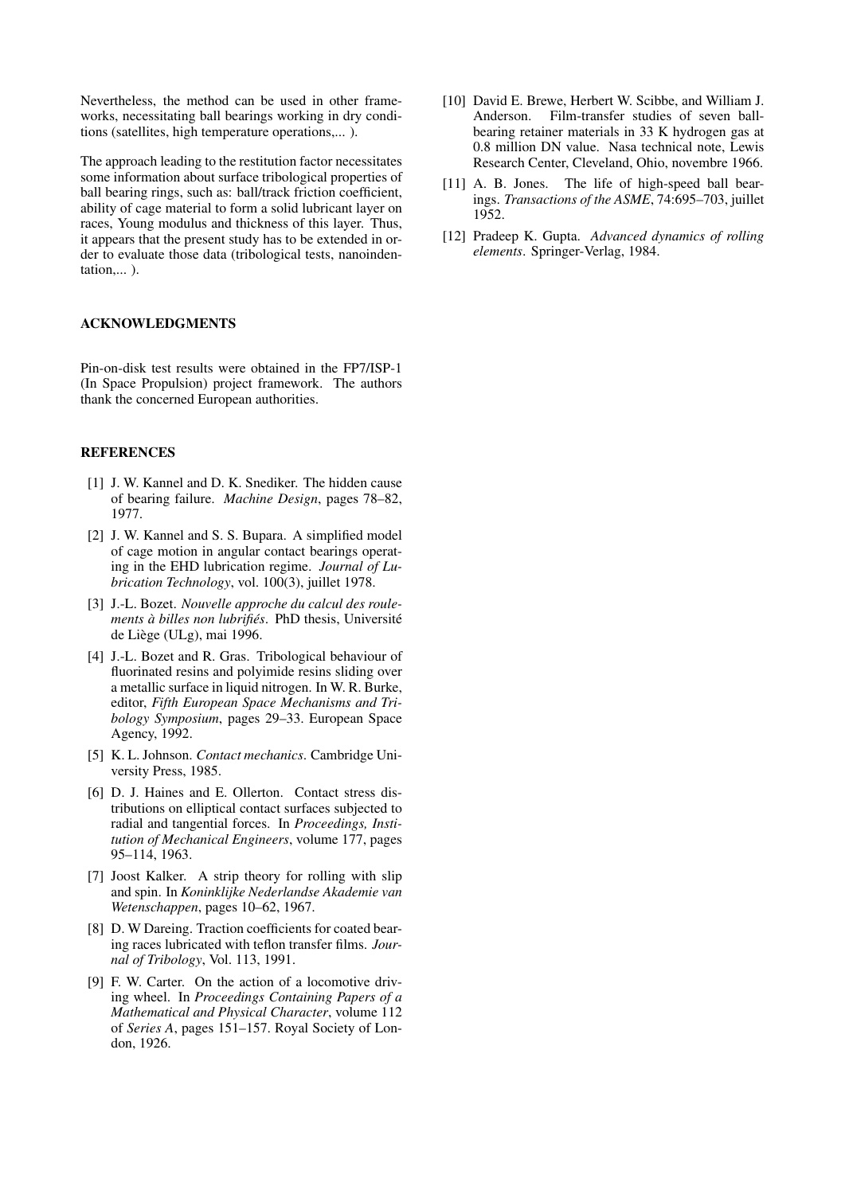Nevertheless, the method can be used in other frameworks, necessitating ball bearings working in dry conditions (satellites, high temperature operations,... ).

The approach leading to the restitution factor necessitates some information about surface tribological properties of ball bearing rings, such as: ball/track friction coefficient, ability of cage material to form a solid lubricant layer on races, Young modulus and thickness of this layer. Thus, it appears that the present study has to be extended in order to evaluate those data (tribological tests, nanoindentation,... ).

## ACKNOWLEDGMENTS

Pin-on-disk test results were obtained in the FP7/ISP-1 (In Space Propulsion) project framework. The authors thank the concerned European authorities.

## REFERENCES

[1] J. W. Kannel and D. K. Snediker. The hidden cause of bearing failure. *Machine Design*, pages 78–82, 1977.

[2] J. W. Kannel and S. S. Bupara. A simplified model of cage motion in angular contact bearings operating in the EHD lubrication regime. *Journal of Lubrication Technology*, vol. 100(3), juillet 1978.

[3] J.-L. Bozet. *Nouvelle approche du calcul des roulements à billes non lubrifiés*. PhD thesis, Université de Liège (ULg), mai 1996.

[4] J.-L. Bozet and R. Gras. Tribological behaviour of fluorinated resins and polyimide resins sliding over a metallic surface in liquid nitrogen. In W. R. Burke, editor, *Fifth European Space Mechanisms and Tribology Symposium*, pages 29–33. European Space Agency, 1992.

[5] K. L. Johnson. *Contact mechanics*. Cambridge University Press, 1985.

[6] D. J. Haines and E. Ollerton. Contact stress distributions on elliptical contact surfaces subjected to radial and tangential forces. In *Proceedings, Institution of Mechanical Engineers*, volume 177, pages 95–114, 1963.

[7] Joost Kalker. A strip theory for rolling with slip and spin. In *Koninklijke Nederlandse Akademie van Wetenschappen*, pages 10–62, 1967.

[8] D. W Dareing. Traction coefficients for coated bearing races lubricated with teflon transfer films. *Journal of Tribology*, Vol. 113, 1991.

[9] F. W. Carter. On the action of a locomotive driving wheel. In *Proceedings Containing Papers of a Mathematical and Physical Character*, volume 112 of *Series A*, pages 151–157. Royal Society of London, 1926.

[10] David E. Brewe, Herbert W. Scibbe, and William J. Anderson. Film-transfer studies of seven ball-bearing retainer materials in 33 K hydrogen gas at 0.8 million DN value. Nasa technical note, Lewis Research Center, Cleveland, Ohio, novembre 1966.

[11] A. B. Jones. The life of high-speed ball bearings. *Transactions of the ASME*, 74:695–703, juillet 1952.

[12] Pradeep K. Gupta. *Advanced dynamics of rolling elements*. Springer-Verlag, 1984.